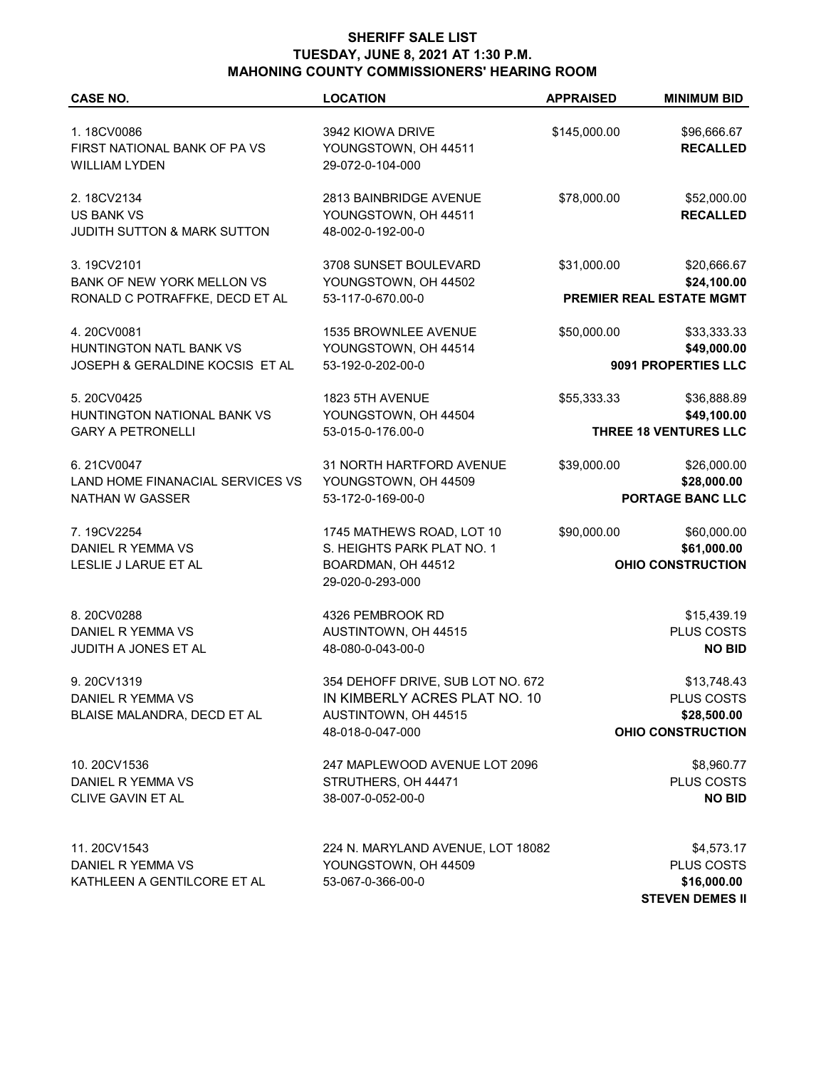# SHERIFF SALE LIST
## TUESDAY, JUNE 8, 2021 AT 1:30 P.M.
## MAHONING COUNTY COMMISSIONERS' HEARING ROOM

| CASE NO. | LOCATION | APPRAISED | MINIMUM BID |
|---|---|---|---|
| 1. 18CV0086<br>FIRST NATIONAL BANK OF PA VS<br>WILLIAM LYDEN | 3942 KIOWA DRIVE<br>YOUNGSTOWN, OH 44511<br>29-072-0-104-000 | $145,000.00 | $96,666.67<br>**RECALLED** |
| 2. 18CV2134<br>US BANK VS<br>JUDITH SUTTON & MARK SUTTON | 2813 BAINBRIDGE AVENUE<br>YOUNGSTOWN, OH 44511<br>48-002-0-192-00-0 | $78,000.00 | $52,000.00<br>**RECALLED** |
| 3. 19CV2101<br>BANK OF NEW YORK MELLON VS<br>RONALD C POTRAFFKE, DECD ET AL | 3708 SUNSET BOULEVARD<br>YOUNGSTOWN, OH 44502<br>53-117-0-670.00-0 | $31,000.00 | $20,666.67<br>**$24,100.00**<br>**PREMIER REAL ESTATE MGMT** |
| 4. 20CV0081<br>HUNTINGTON NATL BANK VS<br>JOSEPH & GERALDINE KOCSIS ET AL | 1535 BROWNLEE AVENUE<br>YOUNGSTOWN, OH 44514<br>53-192-0-202-00-0 | $50,000.00 | $33,333.33<br>**$49,000.00**<br>**9091 PROPERTIES LLC** |
| 5. 20CV0425<br>HUNTINGTON NATIONAL BANK VS<br>GARY A PETRONELLI | 1823 5TH AVENUE<br>YOUNGSTOWN, OH 44504<br>53-015-0-176.00-0 | $55,333.33 | $36,888.89<br>**$49,100.00**<br>**THREE 18 VENTURES LLC** |
| 6. 21CV0047<br>LAND HOME FINANACIAL SERVICES VS<br>NATHAN W GASSER | 31 NORTH HARTFORD AVENUE<br>YOUNGSTOWN, OH 44509<br>53-172-0-169-00-0 | $39,000.00 | $26,000.00<br>**$28,000.00**<br>**PORTAGE BANC LLC** |
| 7. 19CV2254<br>DANIEL R YEMMA VS<br>LESLIE J LARUE ET AL | 1745 MATHEWS ROAD, LOT 10<br>S. HEIGHTS PARK PLAT NO. 1<br>BOARDMAN, OH 44512<br>29-020-0-293-000 | $90,000.00 | $60,000.00<br>**$61,000.00**<br>**OHIO CONSTRUCTION** |
| 8. 20CV0288<br>DANIEL R YEMMA VS<br>JUDITH A JONES ET AL | 4326 PEMBROOK RD<br>AUSTINTOWN, OH 44515<br>48-080-0-043-00-0 | | $15,439.19<br>PLUS COSTS<br>**NO BID** |
| 9. 20CV1319<br>DANIEL R YEMMA VS<br>BLAISE MALANDRA, DECD ET AL | 354 DEHOFF DRIVE, SUB LOT NO. 672<br>IN KIMBERLY ACRES PLAT NO. 10<br>AUSTINTOWN, OH 44515<br>48-018-0-047-000 | | $13,748.43<br>PLUS COSTS<br>**$28,500.00**<br>**OHIO CONSTRUCTION** |
| 10. 20CV1536<br>DANIEL R YEMMA VS<br>CLIVE GAVIN ET AL | 247 MAPLEWOOD AVENUE LOT 2096<br>STRUTHERS, OH 44471<br>38-007-0-052-00-0 | | $8,960.77<br>PLUS COSTS<br>**NO BID** |
| 11. 20CV1543<br>DANIEL R YEMMA VS<br>KATHLEEN A GENTILCORE ET AL | 224 N. MARYLAND AVENUE, LOT 18082<br>YOUNGSTOWN, OH 44509<br>53-067-0-366-00-0 | | $4,573.17<br>PLUS COSTS<br>**$16,000.00**<br>**STEVEN DEMES II** |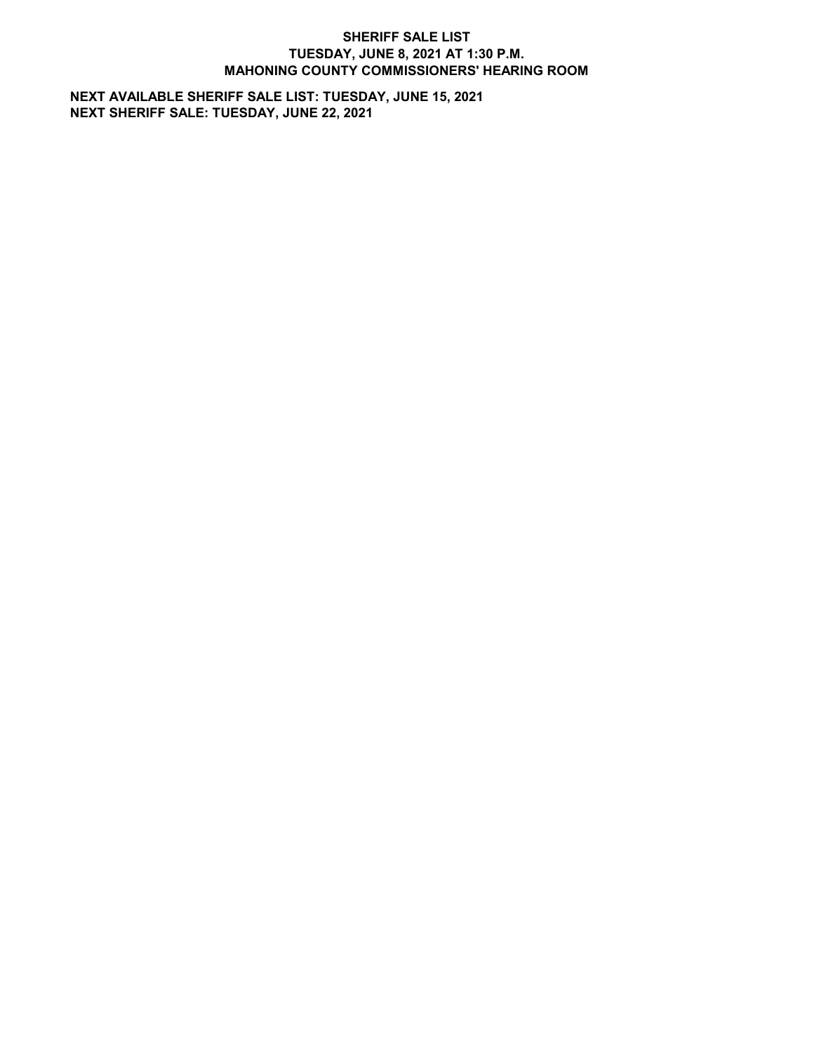**SHERIFF SALE LIST**
**TUESDAY, JUNE 8, 2021 AT 1:30 P.M.**
**MAHONING COUNTY COMMISSIONERS' HEARING ROOM**

**NEXT AVAILABLE SHERIFF SALE LIST: TUESDAY, JUNE 15, 2021**
**NEXT SHERIFF SALE: TUESDAY, JUNE 22, 2021**